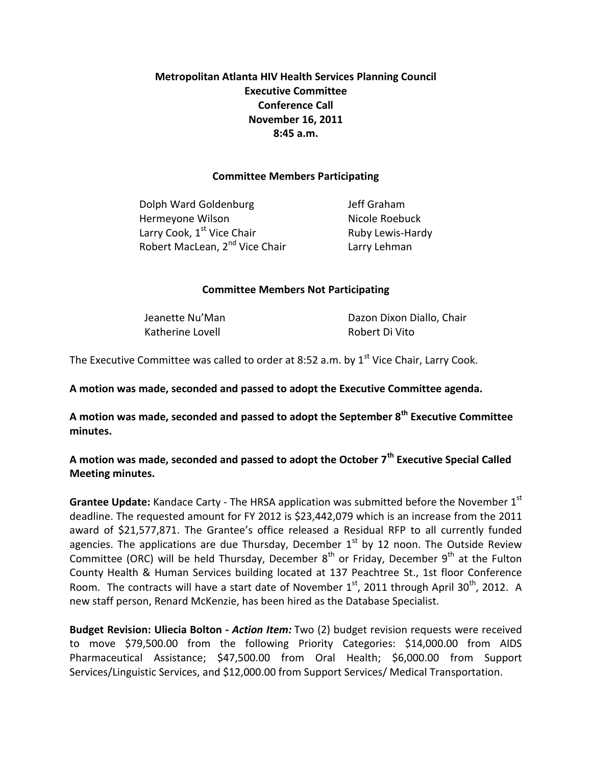**Metropolitan Atlanta HIV Health Services Planning Council**
**Executive Committee**
**Conference Call**
**November 16, 2011**
**8:45 a.m.**

**Committee Members Participating**

| | |
|---|---|
| Dolph Ward Goldenburg | Jeff Graham |
| Hermeyone Wilson | Nicole Roebuck |
| Larry Cook, 1st Vice Chair | Ruby Lewis-Hardy |
| Robert MacLean, 2nd Vice Chair | Larry Lehman |

**Committee Members Not Participating**

| | |
|---|---|
| Jeanette Nu'Man | Dazon Dixon Diallo, Chair |
| Katherine Lovell | Robert Di Vito |

The Executive Committee was called to order at 8:52 a.m. by 1st Vice Chair, Larry Cook.

**A motion was made, seconded and passed to adopt the Executive Committee agenda.**

**A motion was made, seconded and passed to adopt the September 8th Executive Committee minutes.**

**A motion was made, seconded and passed to adopt the October 7th Executive Special Called Meeting minutes.**

**Grantee Update:** Kandace Carty - The HRSA application was submitted before the November 1st deadline. The requested amount for FY 2012 is $23,442,079 which is an increase from the 2011 award of $21,577,871. The Grantee's office released a Residual RFP to all currently funded agencies. The applications are due Thursday, December 1st by 12 noon. The Outside Review Committee (ORC) will be held Thursday, December 8th or Friday, December 9th at the Fulton County Health & Human Services building located at 137 Peachtree St., 1st floor Conference Room. The contracts will have a start date of November 1st, 2011 through April 30th, 2012. A new staff person, Renard McKenzie, has been hired as the Database Specialist.

**Budget Revision: Uliecia Bolton -** ***Action Item:*** Two (2) budget revision requests were received to move $79,500.00 from the following Priority Categories: $14,000.00 from AIDS Pharmaceutical Assistance; $47,500.00 from Oral Health; $6,000.00 from Support Services/Linguistic Services, and $12,000.00 from Support Services/ Medical Transportation.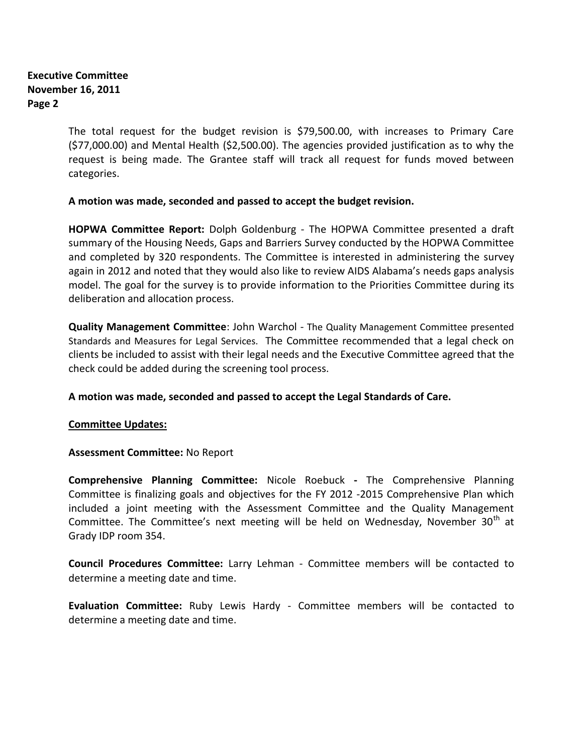The total request for the budget revision is $79,500.00, with increases to Primary Care ($77,000.00) and Mental Health ($2,500.00). The agencies provided justification as to why the request is being made. The Grantee staff will track all request for funds moved between categories.

**A motion was made, seconded and passed to accept the budget revision.**

**HOPWA Committee Report:** Dolph Goldenburg - The HOPWA Committee presented a draft summary of the Housing Needs, Gaps and Barriers Survey conducted by the HOPWA Committee and completed by 320 respondents. The Committee is interested in administering the survey again in 2012 and noted that they would also like to review AIDS Alabama's needs gaps analysis model. The goal for the survey is to provide information to the Priorities Committee during its deliberation and allocation process.

**Quality Management Committee**: John Warchol - The Quality Management Committee presented Standards and Measures for Legal Services. The Committee recommended that a legal check on clients be included to assist with their legal needs and the Executive Committee agreed that the check could be added during the screening tool process.

**A motion was made, seconded and passed to accept the Legal Standards of Care.**

**Committee Updates:**

**Assessment Committee:** No Report

**Comprehensive Planning Committee:** Nicole Roebuck **-** The Comprehensive Planning Committee is finalizing goals and objectives for the FY 2012 -2015 Comprehensive Plan which included a joint meeting with the Assessment Committee and the Quality Management Committee. The Committee's next meeting will be held on Wednesday, November 30th at Grady IDP room 354.

**Council Procedures Committee:** Larry Lehman - Committee members will be contacted to determine a meeting date and time.

**Evaluation Committee:** Ruby Lewis Hardy - Committee members will be contacted to determine a meeting date and time.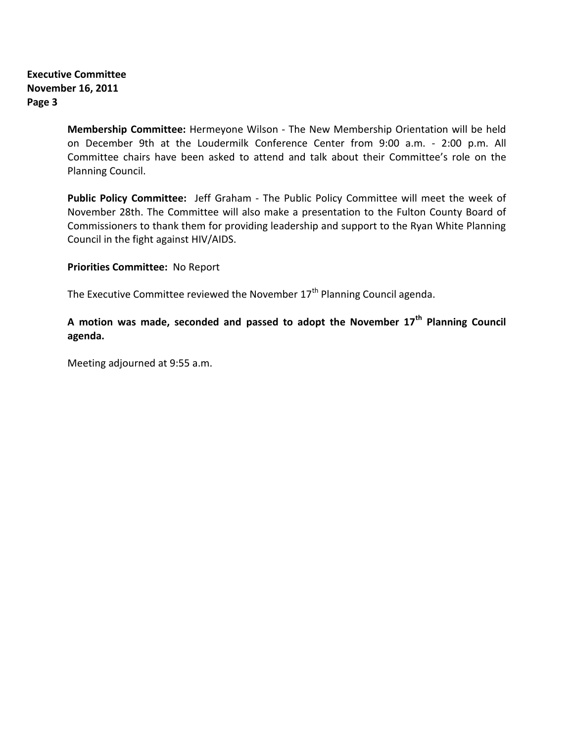**Membership Committee:** Hermeyone Wilson - The New Membership Orientation will be held on December 9th at the Loudermilk Conference Center from 9:00 a.m. - 2:00 p.m. All Committee chairs have been asked to attend and talk about their Committee's role on the Planning Council.

**Public Policy Committee:** Jeff Graham - The Public Policy Committee will meet the week of November 28th. The Committee will also make a presentation to the Fulton County Board of Commissioners to thank them for providing leadership and support to the Ryan White Planning Council in the fight against HIV/AIDS.

**Priorities Committee:** No Report

The Executive Committee reviewed the November 17th Planning Council agenda.

**A motion was made, seconded and passed to adopt the November 17th Planning Council agenda.**

Meeting adjourned at 9:55 a.m.